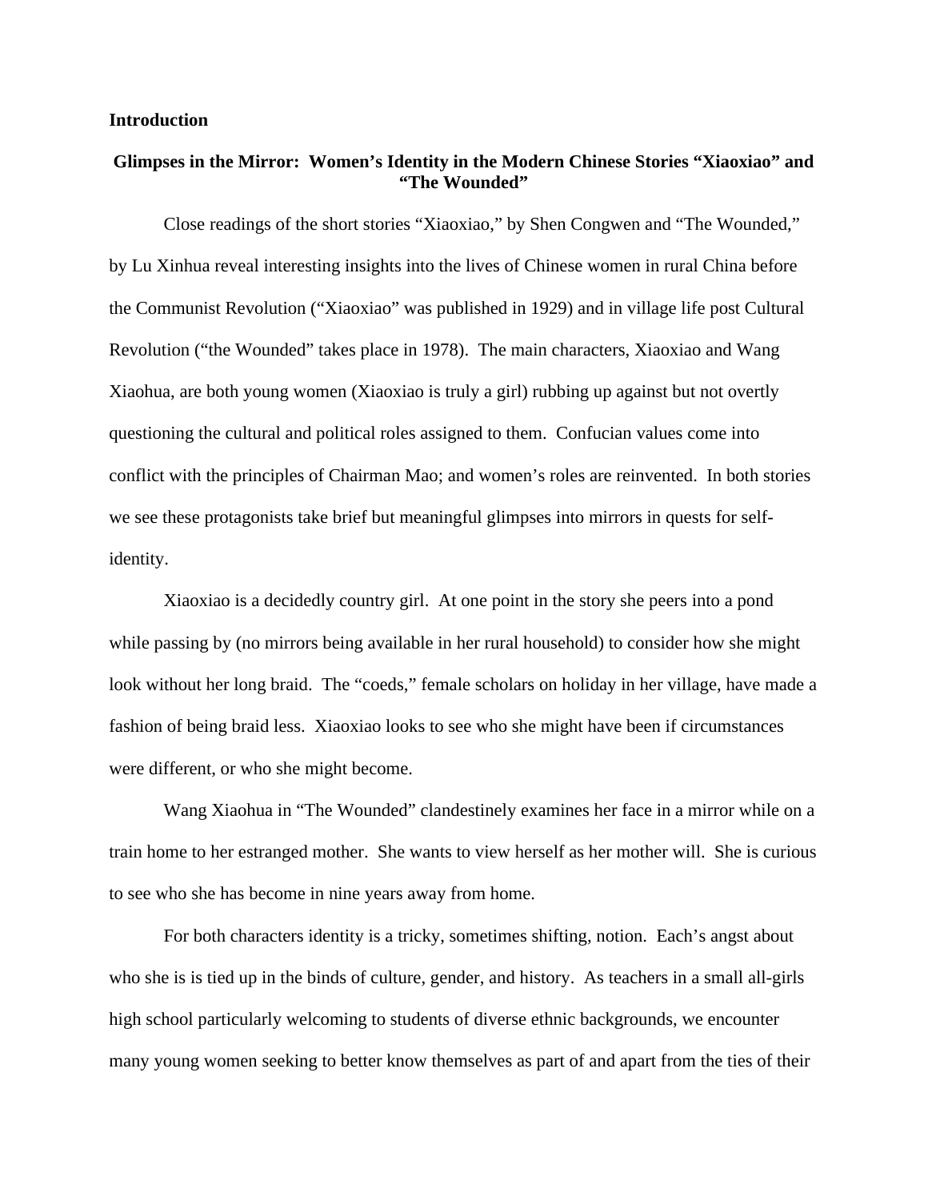**Introduction**

## Glimpses in the Mirror: Women's Identity in the Modern Chinese Stories "Xiaoxiao" and "The Wounded"

Close readings of the short stories "Xiaoxiao," by Shen Congwen and "The Wounded," by Lu Xinhua reveal interesting insights into the lives of Chinese women in rural China before the Communist Revolution ("Xiaoxiao" was published in 1929) and in village life post Cultural Revolution ("the Wounded" takes place in 1978). The main characters, Xiaoxiao and Wang Xiaohua, are both young women (Xiaoxiao is truly a girl) rubbing up against but not overtly questioning the cultural and political roles assigned to them. Confucian values come into conflict with the principles of Chairman Mao; and women's roles are reinvented. In both stories we see these protagonists take brief but meaningful glimpses into mirrors in quests for self-identity.

Xiaoxiao is a decidedly country girl. At one point in the story she peers into a pond while passing by (no mirrors being available in her rural household) to consider how she might look without her long braid. The "coeds," female scholars on holiday in her village, have made a fashion of being braid less. Xiaoxiao looks to see who she might have been if circumstances were different, or who she might become.

Wang Xiaohua in "The Wounded" clandestinely examines her face in a mirror while on a train home to her estranged mother. She wants to view herself as her mother will. She is curious to see who she has become in nine years away from home.

For both characters identity is a tricky, sometimes shifting, notion. Each's angst about who she is is tied up in the binds of culture, gender, and history. As teachers in a small all-girls high school particularly welcoming to students of diverse ethnic backgrounds, we encounter many young women seeking to better know themselves as part of and apart from the ties of their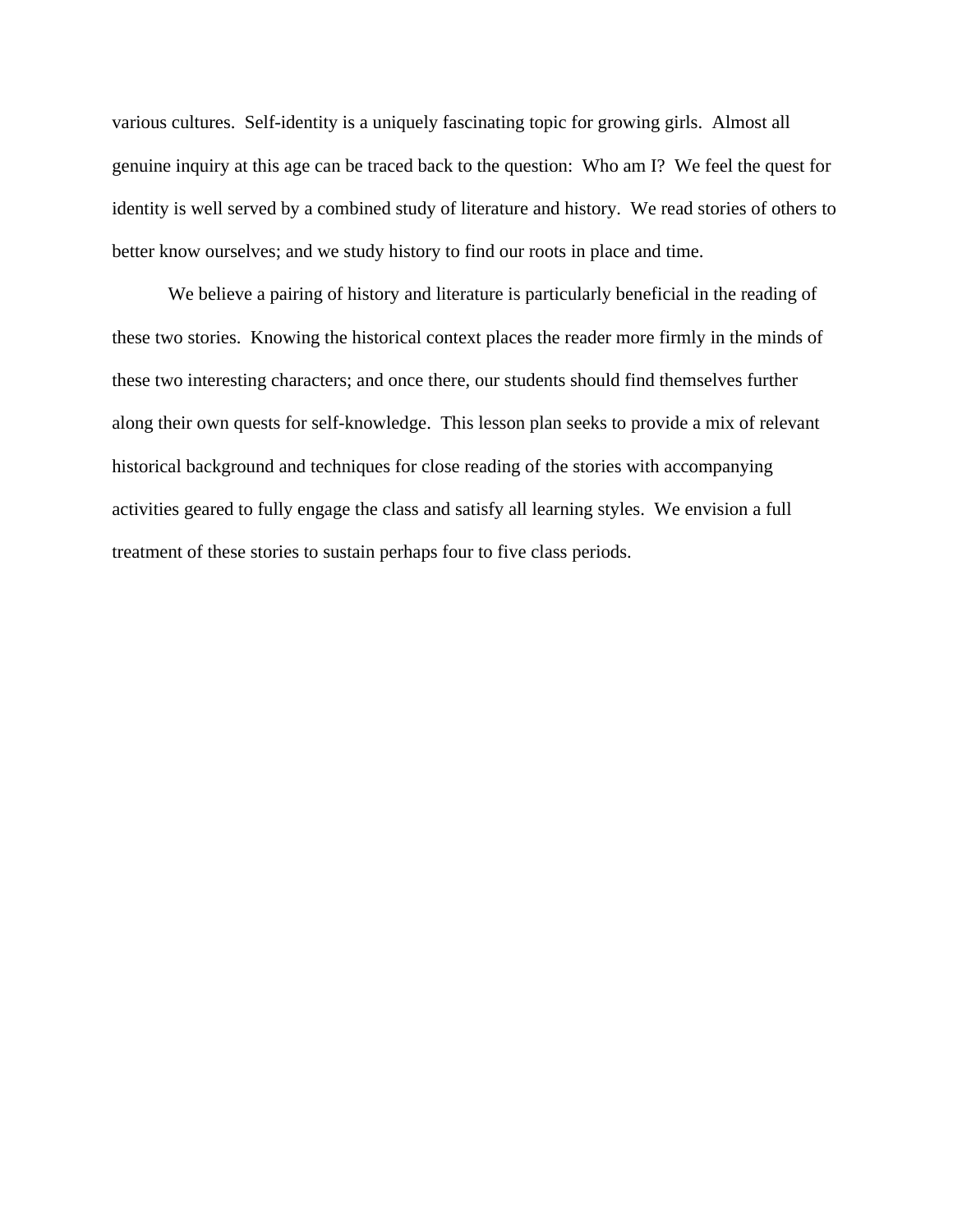various cultures.  Self-identity is a uniquely fascinating topic for growing girls.  Almost all genuine inquiry at this age can be traced back to the question:  Who am I?  We feel the quest for identity is well served by a combined study of literature and history.  We read stories of others to better know ourselves; and we study history to find our roots in place and time.

We believe a pairing of history and literature is particularly beneficial in the reading of these two stories.  Knowing the historical context places the reader more firmly in the minds of these two interesting characters; and once there, our students should find themselves further along their own quests for self-knowledge.  This lesson plan seeks to provide a mix of relevant historical background and techniques for close reading of the stories with accompanying activities geared to fully engage the class and satisfy all learning styles.  We envision a full treatment of these stories to sustain perhaps four to five class periods.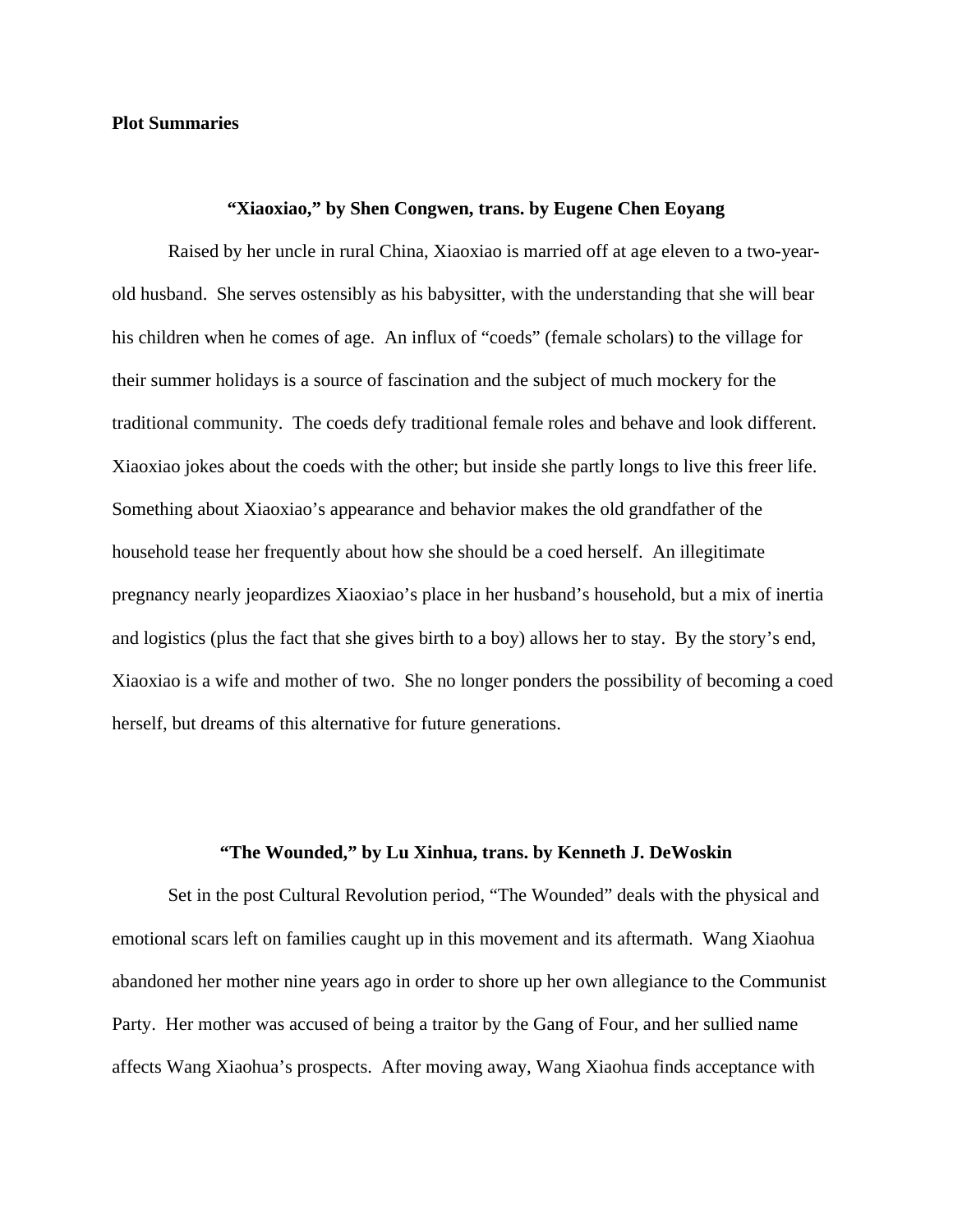**Plot Summaries**

**"Xiaoxiao," by Shen Congwen, trans. by Eugene Chen Eoyang**

Raised by her uncle in rural China, Xiaoxiao is married off at age eleven to a two-year-old husband. She serves ostensibly as his babysitter, with the understanding that she will bear his children when he comes of age. An influx of "coeds" (female scholars) to the village for their summer holidays is a source of fascination and the subject of much mockery for the traditional community. The coeds defy traditional female roles and behave and look different. Xiaoxiao jokes about the coeds with the other; but inside she partly longs to live this freer life. Something about Xiaoxiao's appearance and behavior makes the old grandfather of the household tease her frequently about how she should be a coed herself. An illegitimate pregnancy nearly jeopardizes Xiaoxiao's place in her husband's household, but a mix of inertia and logistics (plus the fact that she gives birth to a boy) allows her to stay. By the story's end, Xiaoxiao is a wife and mother of two. She no longer ponders the possibility of becoming a coed herself, but dreams of this alternative for future generations.

**"The Wounded," by Lu Xinhua, trans. by Kenneth J. DeWoskin**

Set in the post Cultural Revolution period, "The Wounded" deals with the physical and emotional scars left on families caught up in this movement and its aftermath. Wang Xiaohua abandoned her mother nine years ago in order to shore up her own allegiance to the Communist Party. Her mother was accused of being a traitor by the Gang of Four, and her sullied name affects Wang Xiaohua's prospects. After moving away, Wang Xiaohua finds acceptance with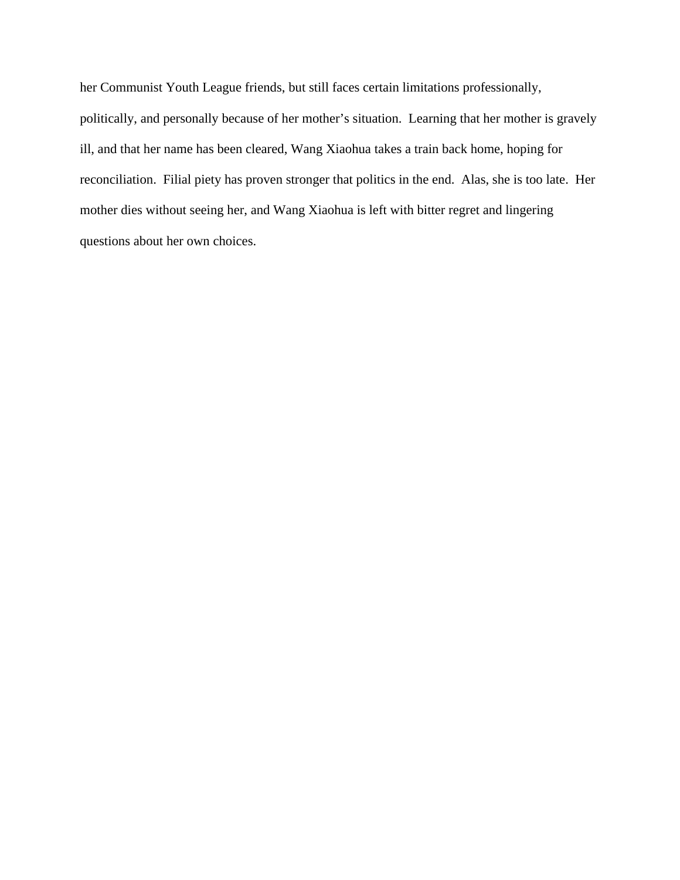her Communist Youth League friends, but still faces certain limitations professionally, politically, and personally because of her mother's situation. Learning that her mother is gravely ill, and that her name has been cleared, Wang Xiaohua takes a train back home, hoping for reconciliation. Filial piety has proven stronger that politics in the end. Alas, she is too late. Her mother dies without seeing her, and Wang Xiaohua is left with bitter regret and lingering questions about her own choices.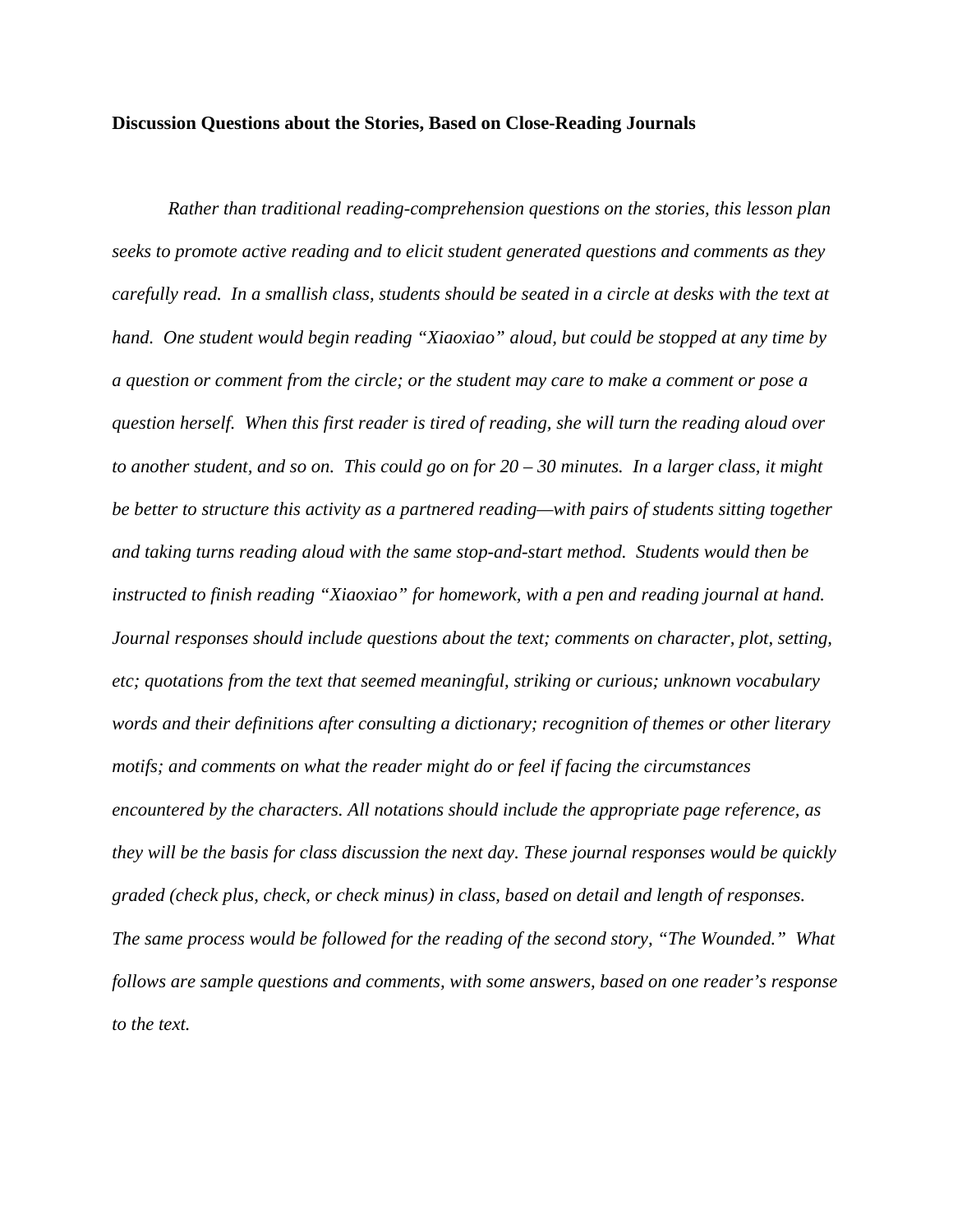**Discussion Questions about the Stories, Based on Close-Reading Journals**

*Rather than traditional reading-comprehension questions on the stories, this lesson plan seeks to promote active reading and to elicit student generated questions and comments as they carefully read. In a smallish class, students should be seated in a circle at desks with the text at hand. One student would begin reading "Xiaoxiao" aloud, but could be stopped at any time by a question or comment from the circle; or the student may care to make a comment or pose a question herself. When this first reader is tired of reading, she will turn the reading aloud over to another student, and so on. This could go on for 20 – 30 minutes. In a larger class, it might be better to structure this activity as a partnered reading—with pairs of students sitting together and taking turns reading aloud with the same stop-and-start method. Students would then be instructed to finish reading "Xiaoxiao" for homework, with a pen and reading journal at hand. Journal responses should include questions about the text; comments on character, plot, setting, etc; quotations from the text that seemed meaningful, striking or curious; unknown vocabulary words and their definitions after consulting a dictionary; recognition of themes or other literary motifs; and comments on what the reader might do or feel if facing the circumstances encountered by the characters. All notations should include the appropriate page reference, as they will be the basis for class discussion the next day. These journal responses would be quickly graded (check plus, check, or check minus) in class, based on detail and length of responses. The same process would be followed for the reading of the second story, "The Wounded." What follows are sample questions and comments, with some answers, based on one reader's response to the text.*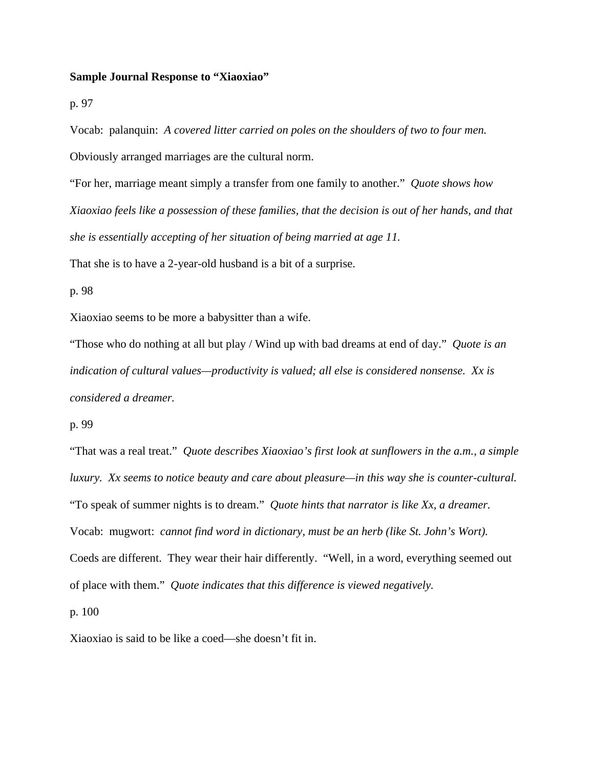**Sample Journal Response to "Xiaoxiao"**

p. 97

Vocab: palanquin: *A covered litter carried on poles on the shoulders of two to four men.*

Obviously arranged marriages are the cultural norm.

"For her, marriage meant simply a transfer from one family to another." *Quote shows how Xiaoxiao feels like a possession of these families, that the decision is out of her hands, and that she is essentially accepting of her situation of being married at age 11.*

That she is to have a 2-year-old husband is a bit of a surprise.

p. 98

Xiaoxiao seems to be more a babysitter than a wife.

"Those who do nothing at all but play / Wind up with bad dreams at end of day." *Quote is an indication of cultural values—productivity is valued; all else is considered nonsense. Xx is considered a dreamer.*

p. 99

"That was a real treat." *Quote describes Xiaoxiao's first look at sunflowers in the a.m., a simple luxury. Xx seems to notice beauty and care about pleasure—in this way she is counter-cultural.*

"To speak of summer nights is to dream." *Quote hints that narrator is like Xx, a dreamer.*

Vocab: mugwort: *cannot find word in dictionary, must be an herb (like St. John's Wort).*

Coeds are different. They wear their hair differently. "Well, in a word, everything seemed out of place with them." *Quote indicates that this difference is viewed negatively.*

p. 100

Xiaoxiao is said to be like a coed—she doesn't fit in.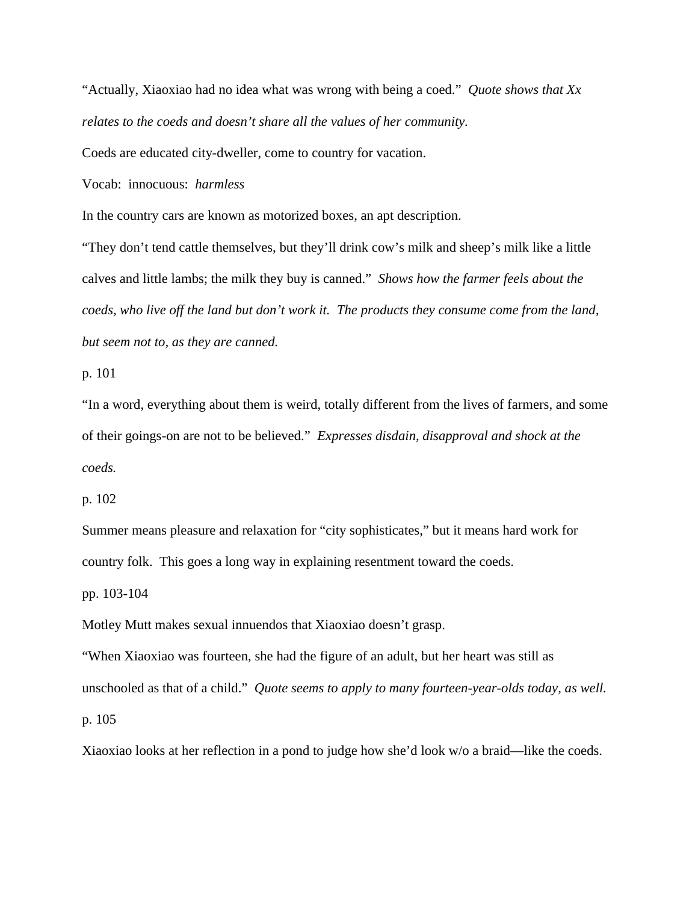"Actually, Xiaoxiao had no idea what was wrong with being a coed." *Quote shows that Xx relates to the coeds and doesn't share all the values of her community.*

Coeds are educated city-dweller, come to country for vacation.

Vocab: innocuous: *harmless*

In the country cars are known as motorized boxes, an apt description.

"They don't tend cattle themselves, but they'll drink cow's milk and sheep's milk like a little calves and little lambs; the milk they buy is canned." *Shows how the farmer feels about the coeds, who live off the land but don't work it. The products they consume come from the land, but seem not to, as they are canned.*

p. 101

"In a word, everything about them is weird, totally different from the lives of farmers, and some of their goings-on are not to be believed." *Expresses disdain, disapproval and shock at the coeds.*

p. 102

Summer means pleasure and relaxation for "city sophisticates," but it means hard work for country folk. This goes a long way in explaining resentment toward the coeds.

pp. 103-104

Motley Mutt makes sexual innuendos that Xiaoxiao doesn't grasp.

"When Xiaoxiao was fourteen, she had the figure of an adult, but her heart was still as unschooled as that of a child." *Quote seems to apply to many fourteen-year-olds today, as well.*

p. 105

Xiaoxiao looks at her reflection in a pond to judge how she'd look w/o a braid—like the coeds.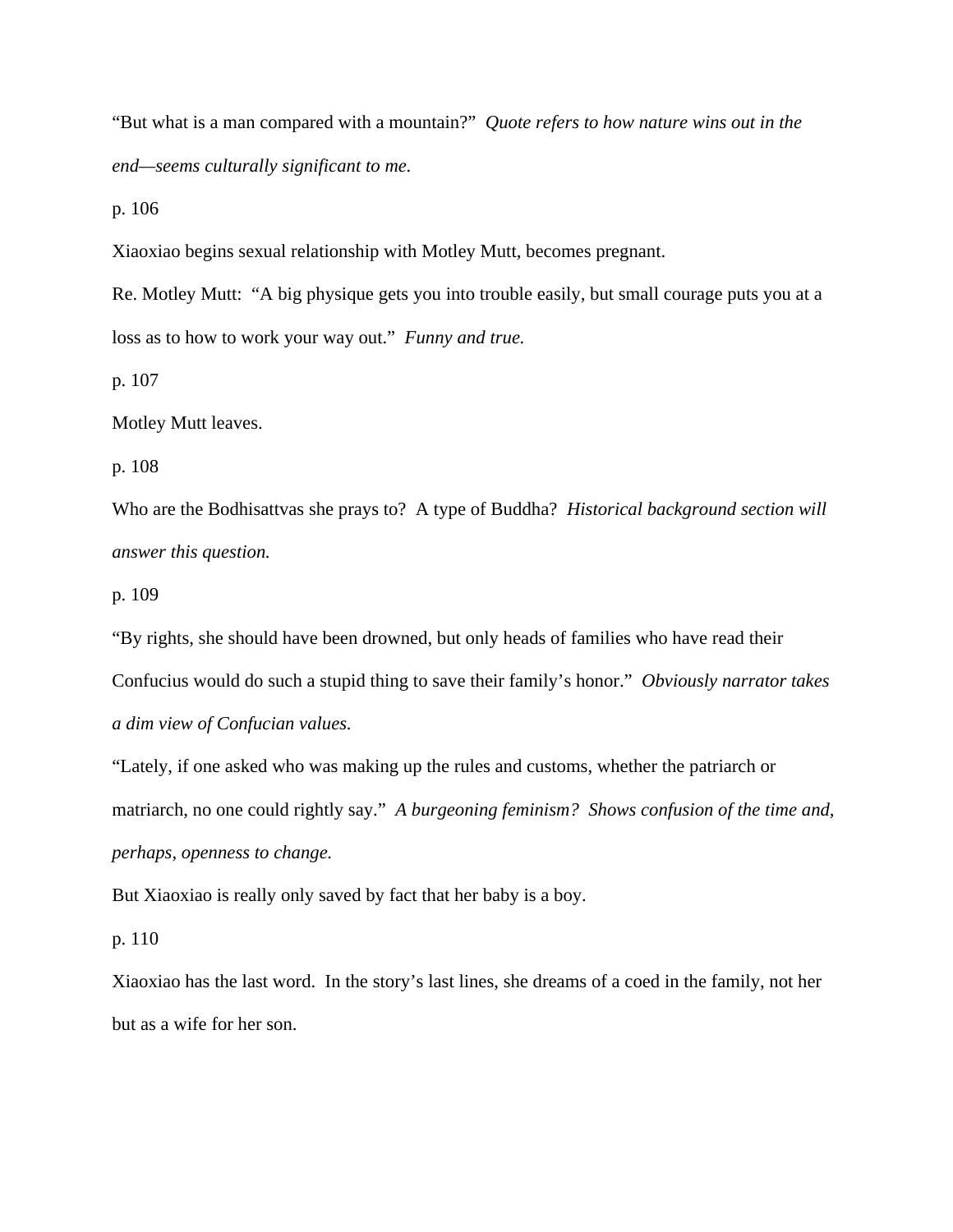"But what is a man compared with a mountain?" *Quote refers to how nature wins out in the end—seems culturally significant to me.*

p. 106

Xiaoxiao begins sexual relationship with Motley Mutt, becomes pregnant.

Re. Motley Mutt: "A big physique gets you into trouble easily, but small courage puts you at a loss as to how to work your way out." *Funny and true.*

p. 107

Motley Mutt leaves.

p. 108

Who are the Bodhisattvas she prays to? A type of Buddha? *Historical background section will answer this question.*

p. 109

"By rights, she should have been drowned, but only heads of families who have read their Confucius would do such a stupid thing to save their family's honor." *Obviously narrator takes a dim view of Confucian values.*

"Lately, if one asked who was making up the rules and customs, whether the patriarch or matriarch, no one could rightly say." *A burgeoning feminism? Shows confusion of the time and, perhaps, openness to change.*

But Xiaoxiao is really only saved by fact that her baby is a boy.

p. 110

Xiaoxiao has the last word. In the story's last lines, she dreams of a coed in the family, not her but as a wife for her son.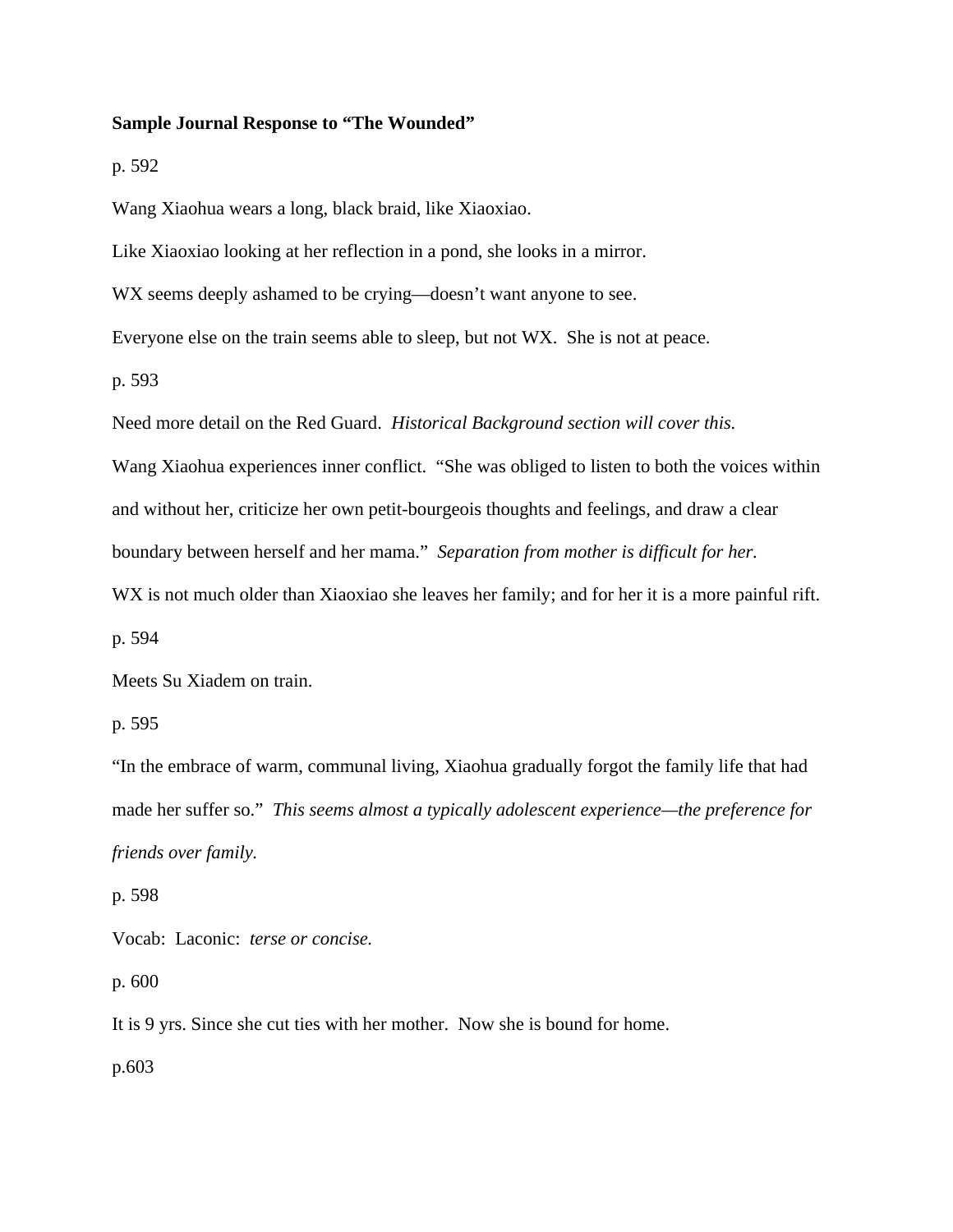**Sample Journal Response to "The Wounded"**

p. 592

Wang Xiaohua wears a long, black braid, like Xiaoxiao.

Like Xiaoxiao looking at her reflection in a pond, she looks in a mirror.

WX seems deeply ashamed to be crying—doesn't want anyone to see.

Everyone else on the train seems able to sleep, but not WX. She is not at peace.

p. 593

Need more detail on the Red Guard. *Historical Background section will cover this.*

Wang Xiaohua experiences inner conflict. "She was obliged to listen to both the voices within and without her, criticize her own petit-bourgeois thoughts and feelings, and draw a clear boundary between herself and her mama." *Separation from mother is difficult for her.*

WX is not much older than Xiaoxiao she leaves her family; and for her it is a more painful rift.

p. 594

Meets Su Xiadem on train.

p. 595

"In the embrace of warm, communal living, Xiaohua gradually forgot the family life that had made her suffer so." *This seems almost a typically adolescent experience—the preference for friends over family.*

p. 598

Vocab: Laconic: *terse or concise.*

p. 600

It is 9 yrs. Since she cut ties with her mother. Now she is bound for home.

p.603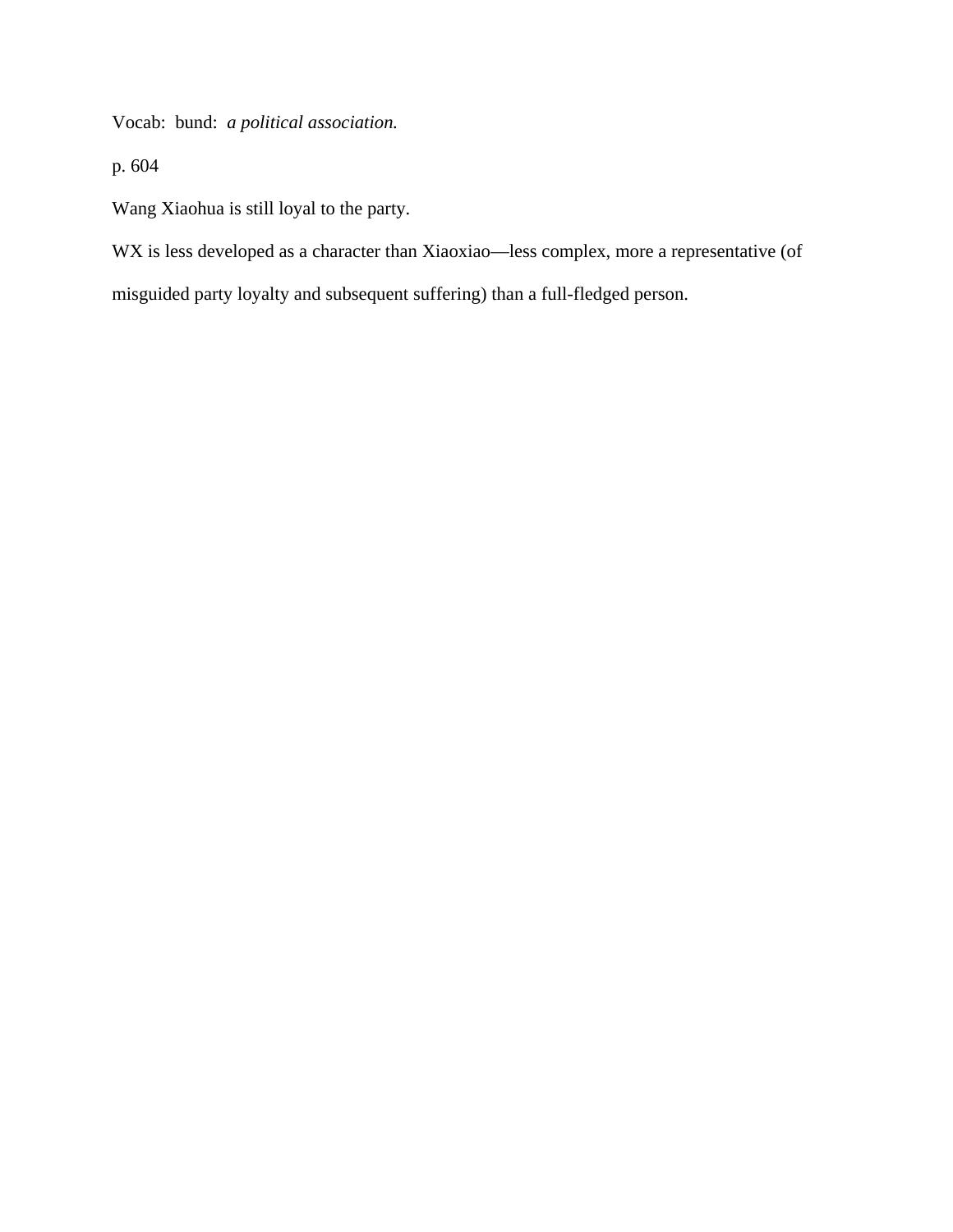Vocab:  bund:  *a political association.*

p. 604

Wang Xiaohua is still loyal to the party.

WX is less developed as a character than Xiaoxiao—less complex, more a representative (of misguided party loyalty and subsequent suffering) than a full-fledged person.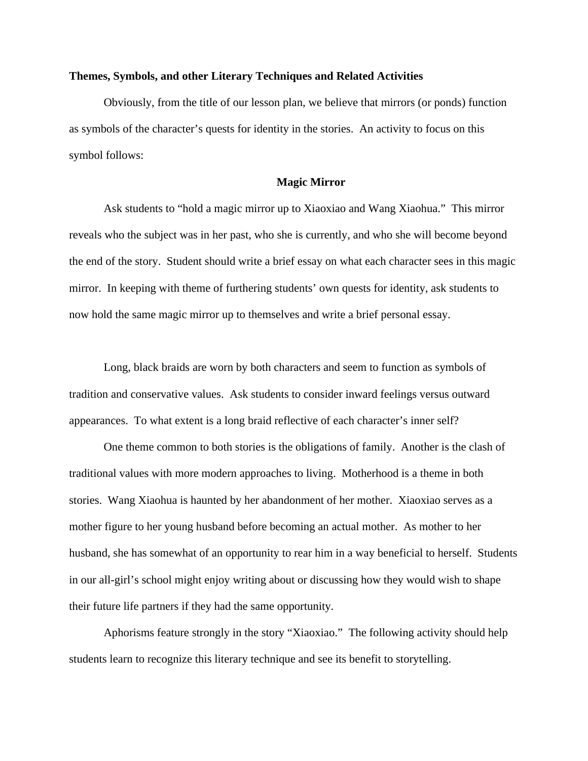**Themes, Symbols, and other Literary Techniques and Related Activities**

Obviously, from the title of our lesson plan, we believe that mirrors (or ponds) function as symbols of the character's quests for identity in the stories. An activity to focus on this symbol follows:

**Magic Mirror**

Ask students to "hold a magic mirror up to Xiaoxiao and Wang Xiaohua." This mirror reveals who the subject was in her past, who she is currently, and who she will become beyond the end of the story. Student should write a brief essay on what each character sees in this magic mirror. In keeping with theme of furthering students' own quests for identity, ask students to now hold the same magic mirror up to themselves and write a brief personal essay.

Long, black braids are worn by both characters and seem to function as symbols of tradition and conservative values. Ask students to consider inward feelings versus outward appearances. To what extent is a long braid reflective of each character's inner self?

One theme common to both stories is the obligations of family. Another is the clash of traditional values with more modern approaches to living. Motherhood is a theme in both stories. Wang Xiaohua is haunted by her abandonment of her mother. Xiaoxiao serves as a mother figure to her young husband before becoming an actual mother. As mother to her husband, she has somewhat of an opportunity to rear him in a way beneficial to herself. Students in our all-girl's school might enjoy writing about or discussing how they would wish to shape their future life partners if they had the same opportunity.

Aphorisms feature strongly in the story "Xiaoxiao." The following activity should help students learn to recognize this literary technique and see its benefit to storytelling.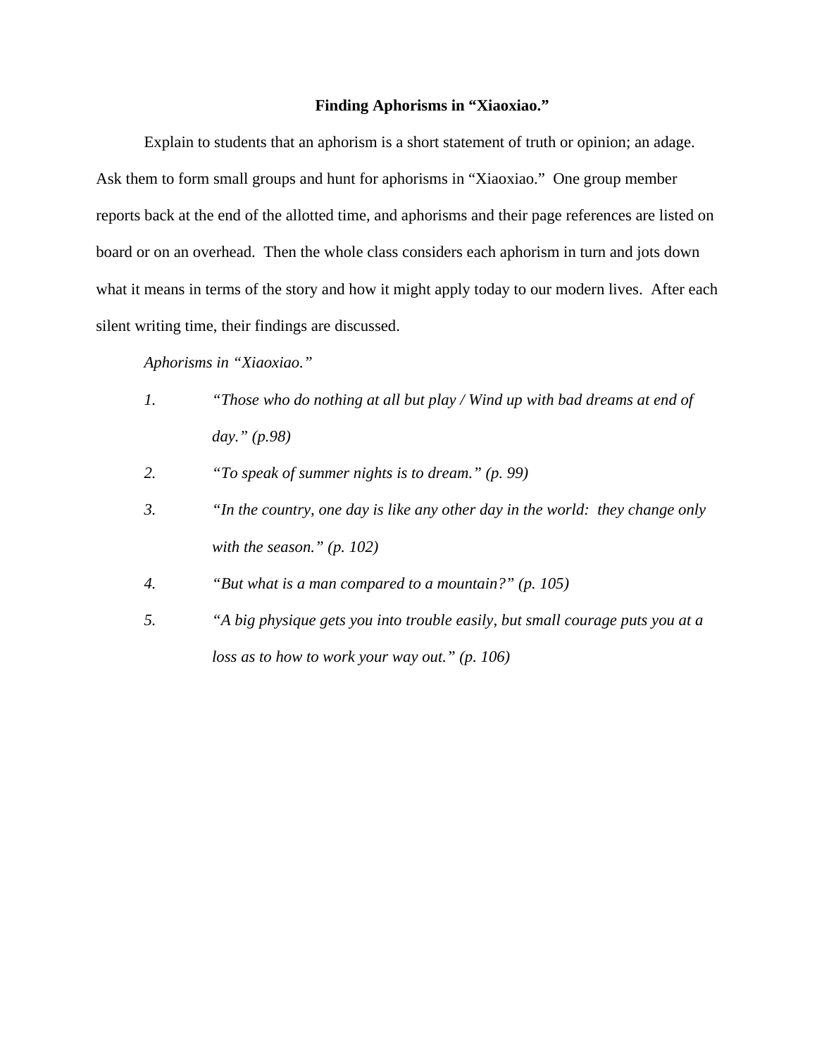## Finding Aphorisms in "Xiaoxiao."

Explain to students that an aphorism is a short statement of truth or opinion; an adage. Ask them to form small groups and hunt for aphorisms in "Xiaoxiao." One group member reports back at the end of the allotted time, and aphorisms and their page references are listed on board or on an overhead. Then the whole class considers each aphorism in turn and jots down what it means in terms of the story and how it might apply today to our modern lives. After each silent writing time, their findings are discussed.

*Aphorisms in "Xiaoxiao."*

1. *"Those who do nothing at all but play / Wind up with bad dreams at end of day." (p.98)*
2. *"To speak of summer nights is to dream." (p. 99)*
3. *"In the country, one day is like any other day in the world: they change only with the season." (p. 102)*
4. *"But what is a man compared to a mountain?" (p. 105)*
5. *"A big physique gets you into trouble easily, but small courage puts you at a loss as to how to work your way out." (p. 106)*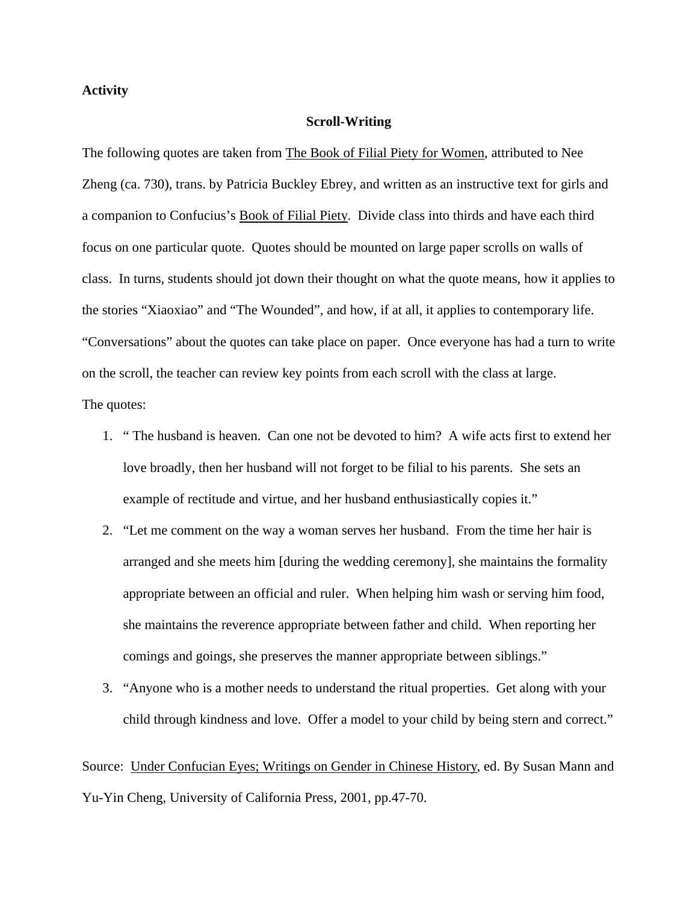**Activity**

**Scroll-Writing**

The following quotes are taken from The Book of Filial Piety for Women, attributed to Nee Zheng (ca. 730), trans. by Patricia Buckley Ebrey, and written as an instructive text for girls and a companion to Confucius's Book of Filial Piety. Divide class into thirds and have each third focus on one particular quote. Quotes should be mounted on large paper scrolls on walls of class. In turns, students should jot down their thought on what the quote means, how it applies to the stories "Xiaoxiao" and "The Wounded", and how, if at all, it applies to contemporary life. "Conversations" about the quotes can take place on paper. Once everyone has had a turn to write on the scroll, the teacher can review key points from each scroll with the class at large.

The quotes:

1. " The husband is heaven. Can one not be devoted to him? A wife acts first to extend her love broadly, then her husband will not forget to be filial to his parents. She sets an example of rectitude and virtue, and her husband enthusiastically copies it."
2. "Let me comment on the way a woman serves her husband. From the time her hair is arranged and she meets him [during the wedding ceremony], she maintains the formality appropriate between an official and ruler. When helping him wash or serving him food, she maintains the reverence appropriate between father and child. When reporting her comings and goings, she preserves the manner appropriate between siblings."
3. "Anyone who is a mother needs to understand the ritual properties. Get along with your child through kindness and love. Offer a model to your child by being stern and correct."

Source: Under Confucian Eyes; Writings on Gender in Chinese History, ed. By Susan Mann and Yu-Yin Cheng, University of California Press, 2001, pp.47-70.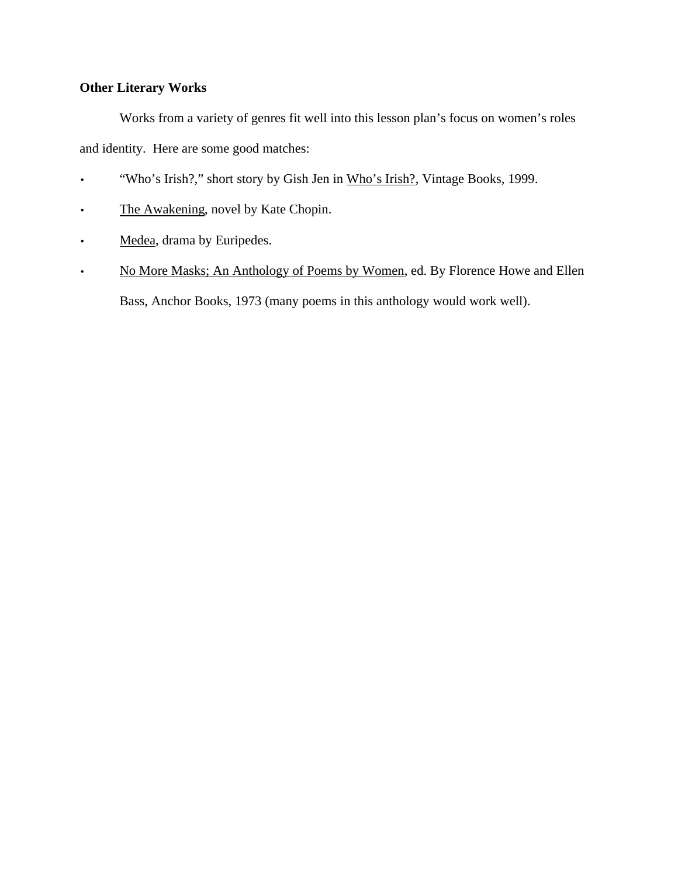**Other Literary Works**

Works from a variety of genres fit well into this lesson plan's focus on women's roles and identity. Here are some good matches:

- "Who's Irish?," short story by Gish Jen in <u>Who's Irish?</u>, Vintage Books, 1999.
- <u>The Awakening</u>, novel by Kate Chopin.
- <u>Medea</u>, drama by Euripedes.
- <u>No More Masks; An Anthology of Poems by Women</u>, ed. By Florence Howe and Ellen Bass, Anchor Books, 1973 (many poems in this anthology would work well).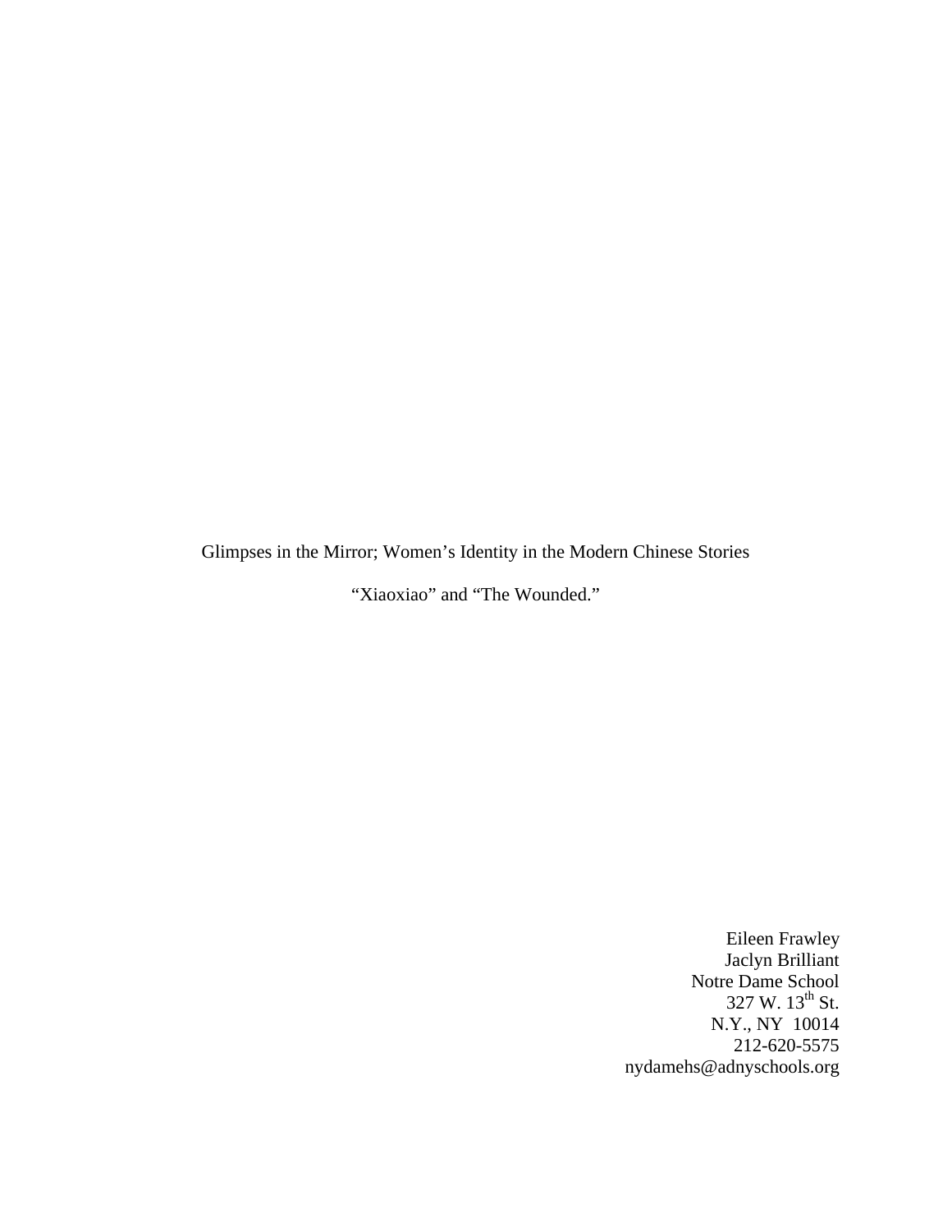Glimpses in the Mirror; Women's Identity in the Modern Chinese Stories

"Xiaoxiao" and "The Wounded."

Eileen Frawley  
Jaclyn Brilliant  
Notre Dame School  
327 W. 13th St.  
N.Y., NY 10014  
212-620-5575  
nydamehs@adnyschools.org